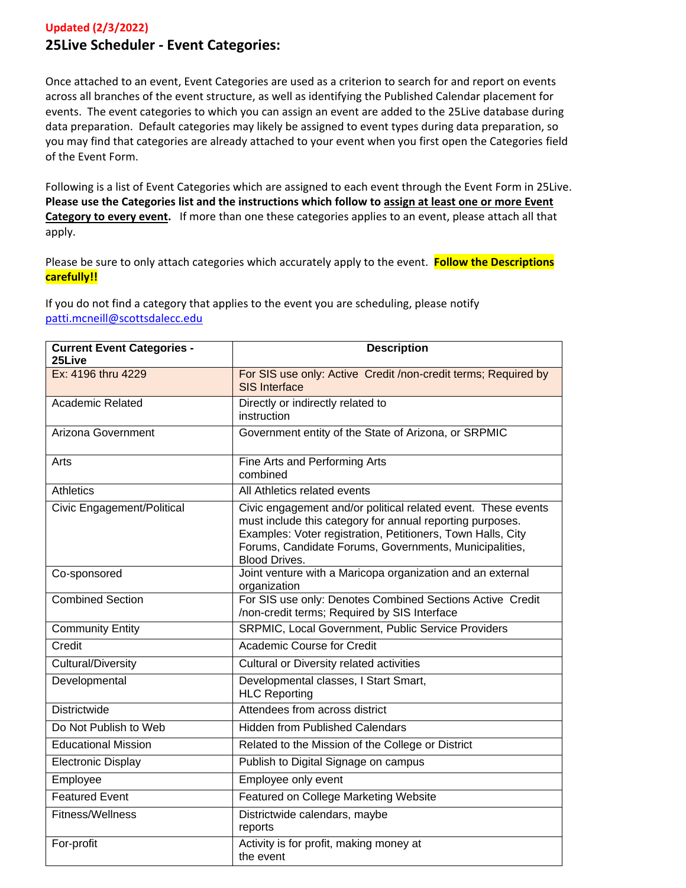Updated (2/3/2022)

# 25Live Scheduler - Event Categories:

Once attached to an event, Event Categories are used as a criterion to search for and report on events across all branches of the event structure, as well as identifying the Published Calendar placement for events. The event categories to which you can assign an event are added to the 25Live database during data preparation. Default categories may likely be assigned to event types during data preparation, so you may find that categories are already attached to your event when you first open the Categories field of the Event Form.

Following is a list of Event Categories which are assigned to each event through the Event Form in 25Live. **Please use the Categories list and the instructions which follow to assign at least one or more Event Category to every event.** If more than one these categories applies to an event, please attach all that apply.

Please be sure to only attach categories which accurately apply to the event. **Follow the Descriptions carefully!!**

If you do not find a category that applies to the event you are scheduling, please notify patti.mcneill@scottsdalecc.edu

| Current Event Categories - 25Live | Description |
|---|---|
| Ex: 4196 thru 4229 | For SIS use only: Active Credit /non-credit terms; Required by SIS Interface |
| Academic Related | Directly or indirectly related to instruction |
| Arizona Government | Government entity of the State of Arizona, or SRPMIC |
| Arts | Fine Arts and Performing Arts combined |
| Athletics | All Athletics related events |
| Civic Engagement/Political | Civic engagement and/or political related event. These events must include this category for annual reporting purposes. Examples: Voter registration, Petitioners, Town Halls, City Forums, Candidate Forums, Governments, Municipalities, Blood Drives. |
| Co-sponsored | Joint venture with a Maricopa organization and an external organization |
| Combined Section | For SIS use only: Denotes Combined Sections Active Credit /non-credit terms; Required by SIS Interface |
| Community Entity | SRPMIC, Local Government, Public Service Providers |
| Credit | Academic Course for Credit |
| Cultural/Diversity | Cultural or Diversity related activities |
| Developmental | Developmental classes, I Start Smart, HLC Reporting |
| Districtwide | Attendees from across district |
| Do Not Publish to Web | Hidden from Published Calendars |
| Educational Mission | Related to the Mission of the College or District |
| Electronic Display | Publish to Digital Signage on campus |
| Employee | Employee only event |
| Featured Event | Featured on College Marketing Website |
| Fitness/Wellness | Districtwide calendars, maybe reports |
| For-profit | Activity is for profit, making money at the event |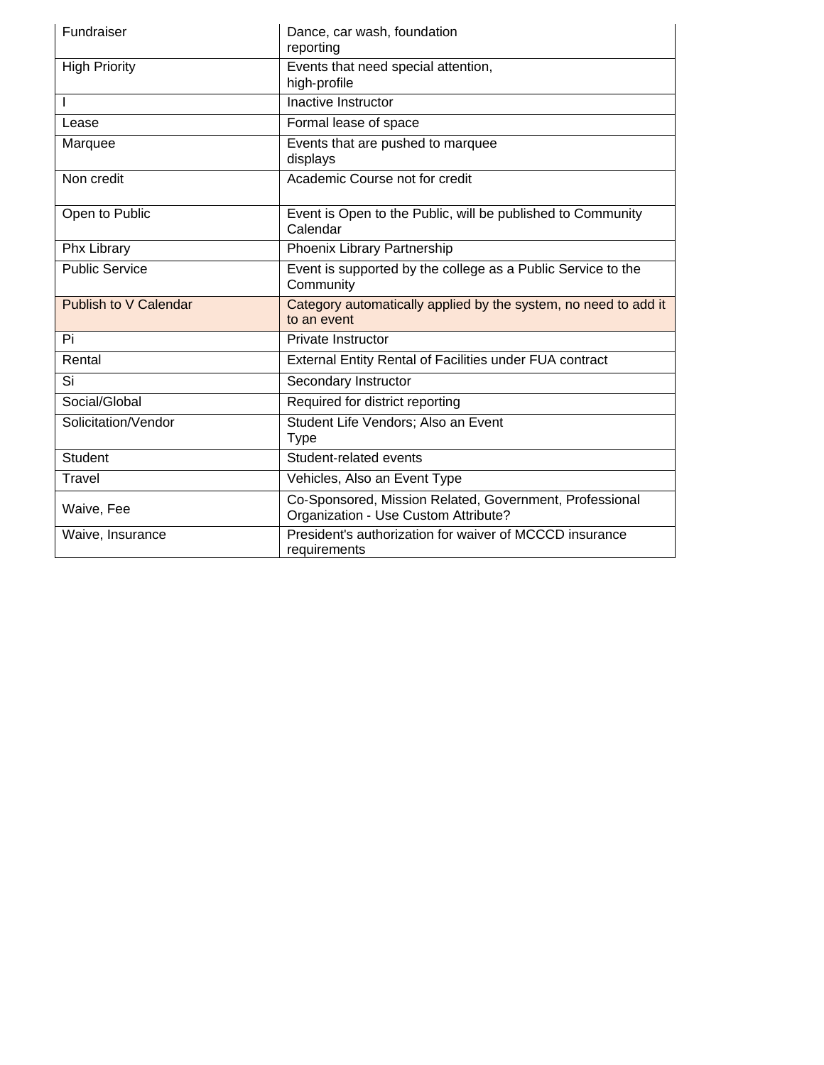| | |
|---|---|
| Fundraiser | Dance, car wash, foundation reporting |
| High Priority | Events that need special attention, high-profile |
| I | Inactive Instructor |
| Lease | Formal lease of space |
| Marquee | Events that are pushed to marquee displays |
| Non credit | Academic Course not for credit |
| Open to Public | Event is Open to the Public, will be published to Community Calendar |
| Phx Library | Phoenix Library Partnership |
| Public Service | Event is supported by the college as a Public Service to the Community |
| Publish to V Calendar | Category automatically applied by the system, no need to add it to an event |
| Pi | Private Instructor |
| Rental | External Entity Rental of Facilities under FUA contract |
| Si | Secondary Instructor |
| Social/Global | Required for district reporting |
| Solicitation/Vendor | Student Life Vendors; Also an Event Type |
| Student | Student-related events |
| Travel | Vehicles, Also an Event Type |
| Waive, Fee | Co-Sponsored, Mission Related, Government, Professional Organization - Use Custom Attribute? |
| Waive, Insurance | President's authorization for waiver of MCCCD insurance requirements |